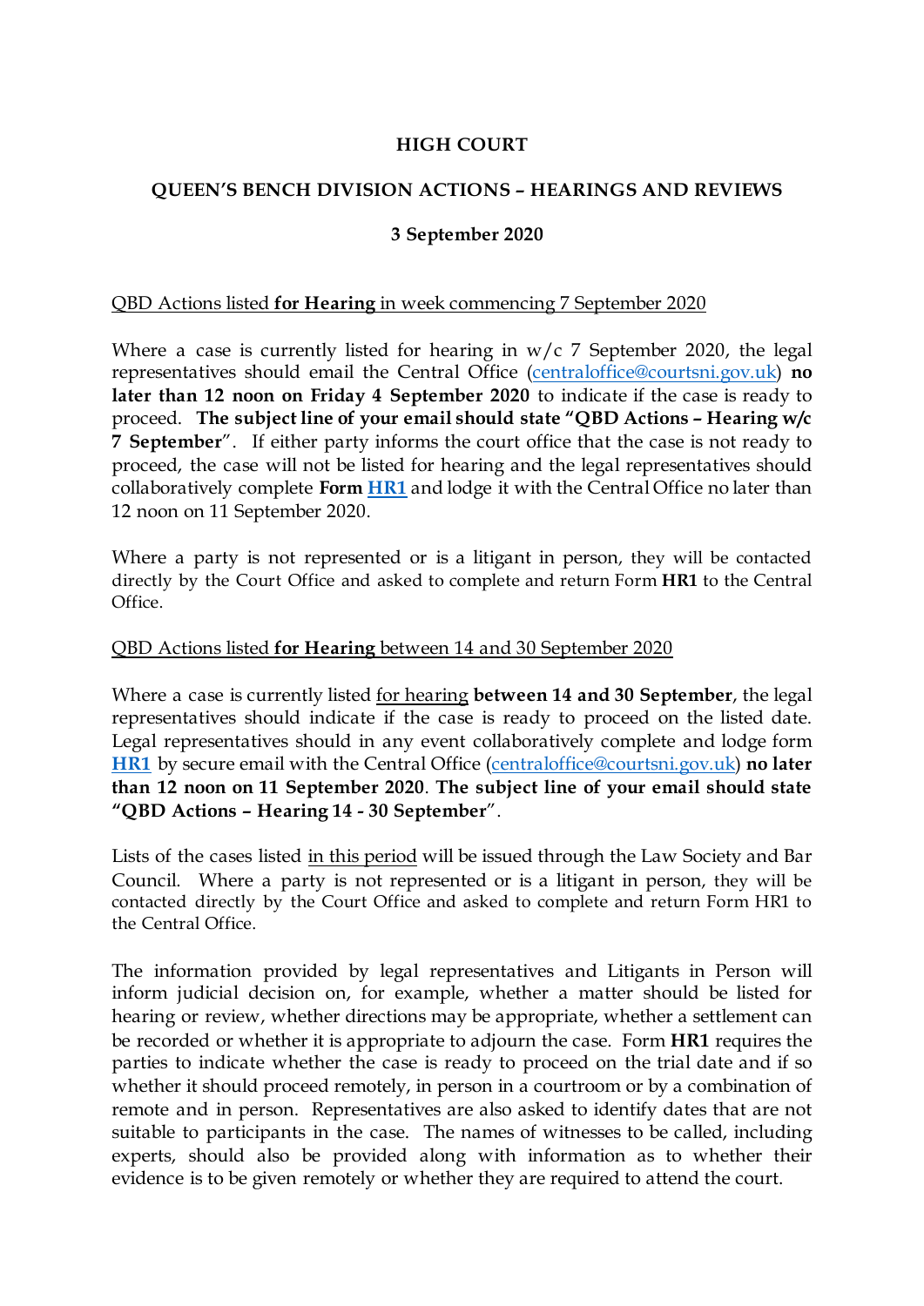# HIGH COURT

## QUEEN'S BENCH DIVISION ACTIONS – HEARINGS AND REVIEWS

**3 September 2020**

QBD Actions listed **for Hearing** in week commencing 7 September 2020

Where a case is currently listed for hearing in w/c 7 September 2020, the legal representatives should email the Central Office (centraloffice@courtsni.gov.uk) **no later than 12 noon on Friday 4 September 2020** to indicate if the case is ready to proceed. **The subject line of your email should state "QBD Actions – Hearing w/c 7 September"**. If either party informs the court office that the case is not ready to proceed, the case will not be listed for hearing and the legal representatives should collaboratively complete **Form [HR1](HR1)** and lodge it with the Central Office no later than 12 noon on 11 September 2020.

Where a party is not represented or is a litigant in person, they will be contacted directly by the Court Office and asked to complete and return Form **HR1** to the Central Office.

QBD Actions listed **for Hearing** between 14 and 30 September 2020

Where a case is currently listed for hearing **between 14 and 30 September**, the legal representatives should indicate if the case is ready to proceed on the listed date. Legal representatives should in any event collaboratively complete and lodge form **[HR1](HR1)** by secure email with the Central Office (centraloffice@courtsni.gov.uk) **no later than 12 noon on 11 September 2020**. **The subject line of your email should state "QBD Actions – Hearing 14 - 30 September"**.

Lists of the cases listed in this period will be issued through the Law Society and Bar Council. Where a party is not represented or is a litigant in person, they will be contacted directly by the Court Office and asked to complete and return Form HR1 to the Central Office.

The information provided by legal representatives and Litigants in Person will inform judicial decision on, for example, whether a matter should be listed for hearing or review, whether directions may be appropriate, whether a settlement can be recorded or whether it is appropriate to adjourn the case. Form **HR1** requires the parties to indicate whether the case is ready to proceed on the trial date and if so whether it should proceed remotely, in person in a courtroom or by a combination of remote and in person. Representatives are also asked to identify dates that are not suitable to participants in the case. The names of witnesses to be called, including experts, should also be provided along with information as to whether their evidence is to be given remotely or whether they are required to attend the court.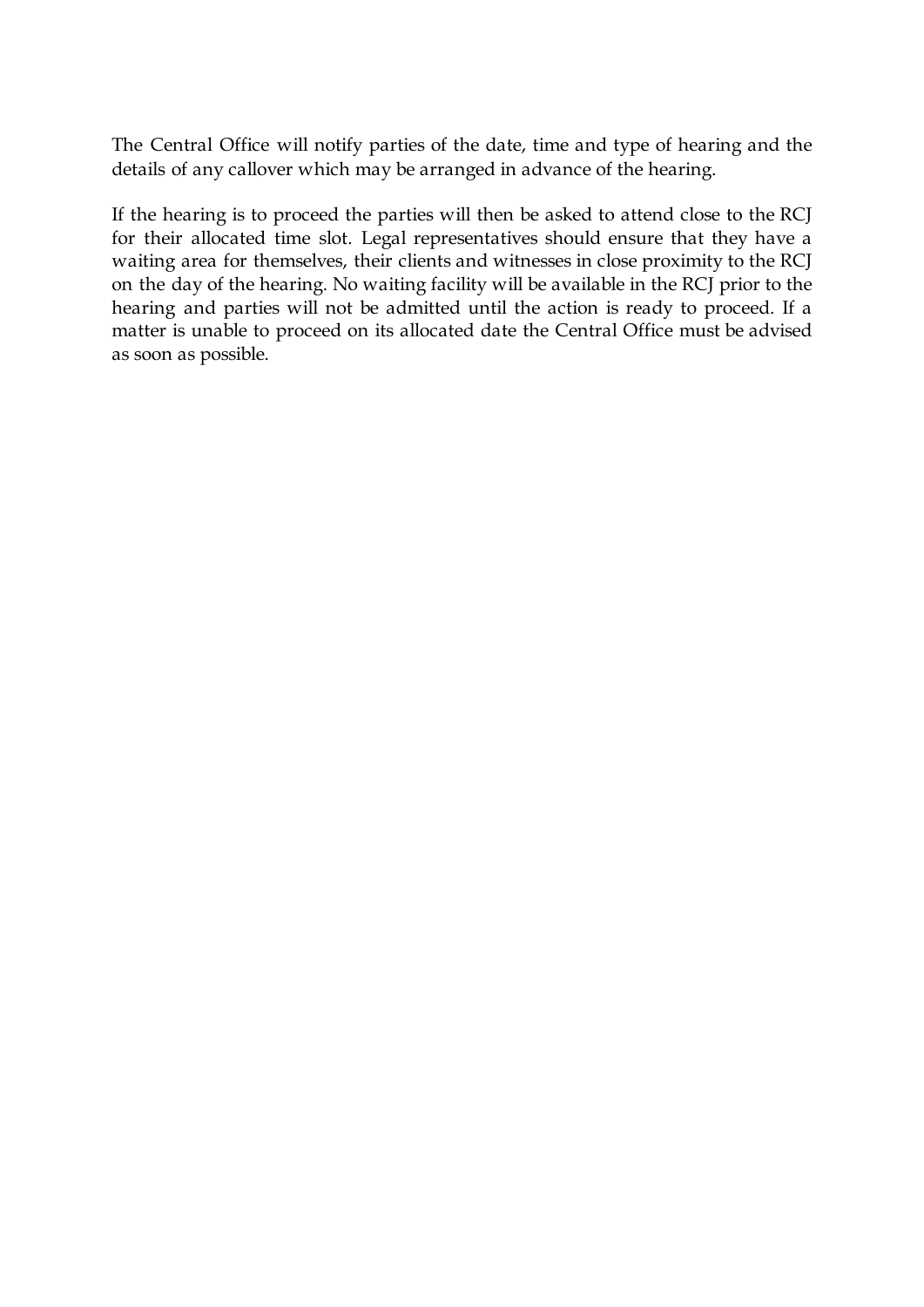The Central Office will notify parties of the date, time and type of hearing and the details of any callover which may be arranged in advance of the hearing.

If the hearing is to proceed the parties will then be asked to attend close to the RCJ for their allocated time slot. Legal representatives should ensure that they have a waiting area for themselves, their clients and witnesses in close proximity to the RCJ on the day of the hearing. No waiting facility will be available in the RCJ prior to the hearing and parties will not be admitted until the action is ready to proceed. If a matter is unable to proceed on its allocated date the Central Office must be advised as soon as possible.